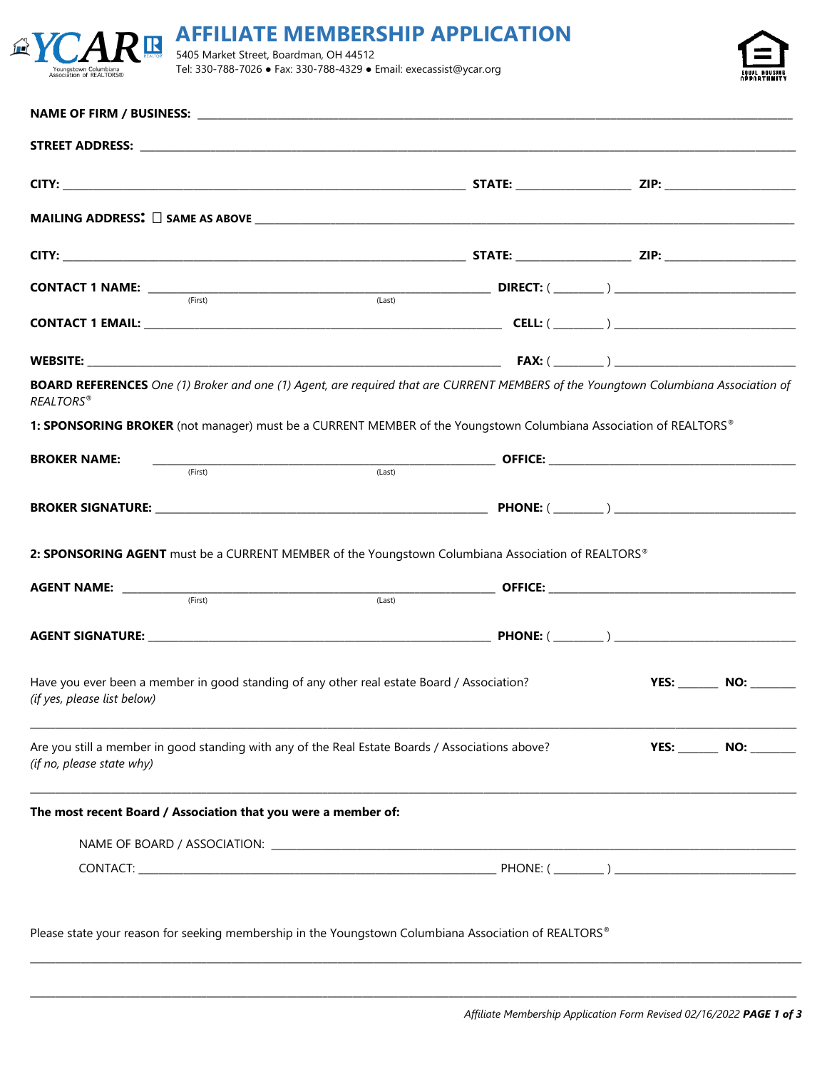# AFFILIATE MEMBERSHIP APPLICATION

5405 Market Street, Boardman, OH 44512
Tel: 330-788-7026 ● Fax: 330-788-4329 ● Email: execassist@ycar.org

**NAME OF FIRM / BUSINESS:** ______________________________________________

**STREET ADDRESS:** ______________________________________________

**CITY:** ______________________ **STATE:** __________ **ZIP:** __________

**MAILING ADDRESS:** ☐ **SAME AS ABOVE** ______________________________________________

**CITY:** ______________________ **STATE:** __________ **ZIP:** __________

**CONTACT 1 NAME:** ______________ (First) ______________ (Last) **DIRECT:** ( ______ ) ______________

**CONTACT 1 EMAIL:** ______________________________ **CELL:** ( ______ ) ______________

**WEBSITE:** ______________________________ **FAX:** ( ______ ) ______________

**BOARD REFERENCES** *One (1) Broker and one (1) Agent, are required that are CURRENT MEMBERS of the Youngstown Columbiana Association of REALTORS®*

**1: SPONSORING BROKER** (not manager) must be a CURRENT MEMBER of the Youngstown Columbiana Association of REALTORS®

**BROKER NAME:** ______________ (First) ______________ (Last) **OFFICE:** ______________________

**BROKER SIGNATURE:** ______________________________ **PHONE:** ( ______ ) ______________

**2: SPONSORING AGENT** must be a CURRENT MEMBER of the Youngstown Columbiana Association of REALTORS®

**AGENT NAME:** ______________ (First) ______________ (Last) **OFFICE:** ______________________

**AGENT SIGNATURE:** ______________________________ **PHONE:** ( ______ ) ______________

Have you ever been a member in good standing of any other real estate Board / Association? **YES:** ______ **NO:** ______
*(if yes, please list below)*

______________________________________________________________________________

Are you still a member in good standing with any of the Real Estate Boards / Associations above? **YES:** ______ **NO:** ______
*(if no, please state why)*

______________________________________________________________________________

**The most recent Board / Association that you were a member of:**

NAME OF BOARD / ASSOCIATION: ______________________________________________

CONTACT: ______________________________ PHONE: ( ______ ) ______________

Please state your reason for seeking membership in the Youngstown Columbiana Association of REALTORS®

______________________________________________________________________________

______________________________________________________________________________

*Affiliate Membership Application Form Revised 02/16/2022*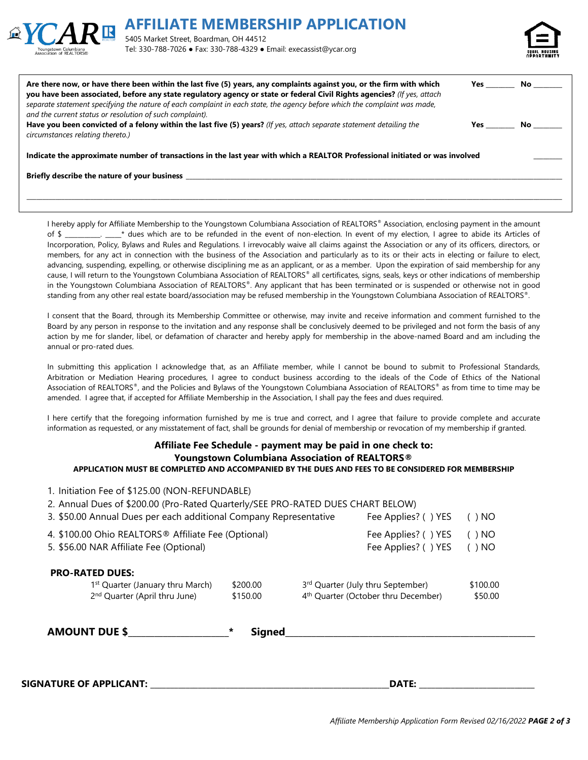# AFFILIATE MEMBERSHIP APPLICATION

5405 Market Street, Boardman, OH 44512
Tel: 330-788-7026 ● Fax: 330-788-4329 ● Email: execassist@ycar.org

**Are there now, or have there been within the last five (5) years, any complaints against you, or the firm with which you have been associated, before any state regulatory agency or state or federal Civil Rights agencies?** *(If yes, attach separate statement specifying the nature of each complaint in each state, the agency before which the complaint was made, and the current status or resolution of such complaint).* **Yes** _______ **No** _______

**Have you been convicted of a felony within the last five (5) years?** *(If yes, attach separate statement detailing the circumstances relating thereto.)* **Yes** _______ **No** _______

**Indicate the approximate number of transactions in the last year with which a REALTOR Professional initiated or was involved** _______

**Briefly describe the nature of your business** ____________________________________________

____________________________________________________________________________________

I hereby apply for Affiliate Membership to the Youngstown Columbiana Association of REALTORS® Association, enclosing payment in the amount of $ _________. ____* dues which are to be refunded in the event of non-election. In event of my election, I agree to abide its Articles of Incorporation, Policy, Bylaws and Rules and Regulations. I irrevocably waive all claims against the Association or any of its officers, directors, or members, for any act in connection with the business of the Association and particularly as to its or their acts in electing or failure to elect, advancing, suspending, expelling, or otherwise disciplining me as an applicant, or as a member. Upon the expiration of said membership for any cause, I will return to the Youngstown Columbiana Association of REALTORS® all certificates, signs, seals, keys or other indications of membership in the Youngstown Columbiana Association of REALTORS®. Any applicant that has been terminated or is suspended or otherwise not in good standing from any other real estate board/association may be refused membership in the Youngstown Columbiana Association of REALTORS®.

I consent that the Board, through its Membership Committee or otherwise, may invite and receive information and comment furnished to the Board by any person in response to the invitation and any response shall be conclusively deemed to be privileged and not form the basis of any action by me for slander, libel, or defamation of character and hereby apply for membership in the above-named Board and am including the annual or pro-rated dues.

In submitting this application I acknowledge that, as an Affiliate member, while I cannot be bound to submit to Professional Standards, Arbitration or Mediation Hearing procedures, I agree to conduct business according to the ideals of the Code of Ethics of the National Association of REALTORS®, and the Policies and Bylaws of the Youngstown Columbiana Association of REALTORS® as from time to time may be amended. I agree that, if accepted for Affiliate Membership in the Association, I shall pay the fees and dues required.

I here certify that the foregoing information furnished by me is true and correct, and I agree that failure to provide complete and accurate information as requested, or any misstatement of fact, shall be grounds for denial of membership or revocation of my membership if granted.

**Affiliate Fee Schedule - payment may be paid in one check to:**
**Youngstown Columbiana Association of REALTORS®**
**APPLICATION MUST BE COMPLETED AND ACCOMPANIED BY THE DUES AND FEES TO BE CONSIDERED FOR MEMBERSHIP**

1. Initiation Fee of $125.00 (NON-REFUNDABLE)
2. Annual Dues of $200.00 (Pro-Rated Quarterly/SEE PRO-RATED DUES CHART BELOW)
3. $50.00 Annual Dues per each additional Company Representative — Fee Applies? ( ) YES ( ) NO
4. $100.00 Ohio REALTORS® Affiliate Fee (Optional) — Fee Applies? ( ) YES ( ) NO
5. $56.00 NAR Affiliate Fee (Optional) — Fee Applies? ( ) YES ( ) NO

**PRO-RATED DUES:**

| Quarter | Amount | Quarter | Amount |
|---|---|---|---|
| 1st Quarter (January thru March) | $200.00 | 3rd Quarter (July thru September) | $100.00 |
| 2nd Quarter (April thru June) | $150.00 | 4th Quarter (October thru December) | $50.00 |

**AMOUNT DUE $**____________________* **Signed**__________________________________________

**SIGNATURE OF APPLICANT:** __________________________________________ **DATE:** ____________________

*Affiliate Membership Application Form Revised 02/16/2022*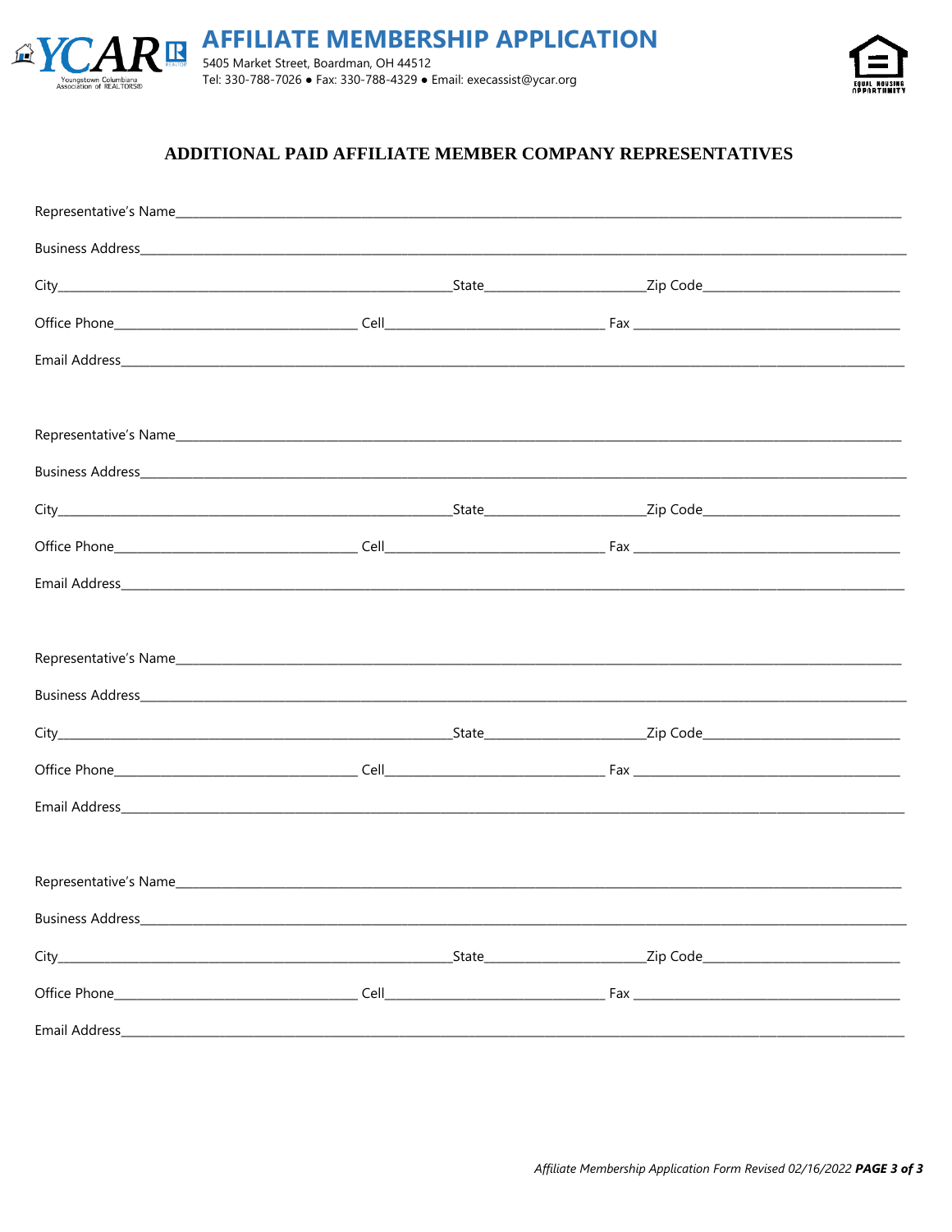# AFFILIATE MEMBERSHIP APPLICATION

5405 Market Street, Boardman, OH 44512
Tel: 330-788-7026 ● Fax: 330-788-4329 ● Email: execassist@ycar.org

## ADDITIONAL PAID AFFILIATE MEMBER COMPANY REPRESENTATIVES

Representative's Name_______________________________________________

Business Address___________________________________________________

City______________________________State______________Zip Code________________

Office Phone____________________ Cell___________________ Fax ____________________

Email Address______________________________________________________

Representative's Name_______________________________________________

Business Address___________________________________________________

City______________________________State______________Zip Code________________

Office Phone____________________ Cell___________________ Fax ____________________

Email Address______________________________________________________

Representative's Name_______________________________________________

Business Address___________________________________________________

City______________________________State______________Zip Code________________

Office Phone____________________ Cell___________________ Fax ____________________

Email Address______________________________________________________

Representative's Name_______________________________________________

Business Address___________________________________________________

City______________________________State______________Zip Code________________

Office Phone____________________ Cell___________________ Fax ____________________

Email Address______________________________________________________

*Affiliate Membership Application Form Revised 02/16/2022*